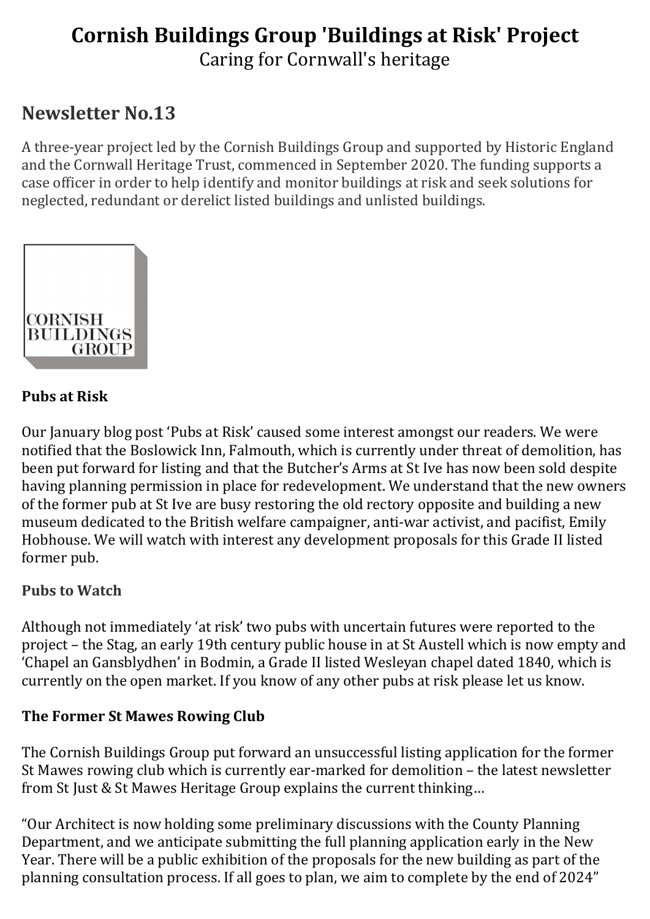# Cornish Buildings Group 'Buildings at Risk' Project

Caring for Cornwall's heritage

## Newsletter No.13

A three-year project led by the Cornish Buildings Group and supported by Historic England and the Cornwall Heritage Trust, commenced in September 2020. The funding supports a case officer in order to help identify and monitor buildings at risk and seek solutions for neglected, redundant or derelict listed buildings and unlisted buildings.

CORNISH BUILDINGS GROUP

### Pubs at Risk

Our January blog post 'Pubs at Risk' caused some interest amongst our readers. We were notified that the Boslowick Inn, Falmouth, which is currently under threat of demolition, has been put forward for listing and that the Butcher's Arms at St Ive has now been sold despite having planning permission in place for redevelopment. We understand that the new owners of the former pub at St Ive are busy restoring the old rectory opposite and building a new museum dedicated to the British welfare campaigner, anti-war activist, and pacifist, Emily Hobhouse. We will watch with interest any development proposals for this Grade II listed former pub.

### Pubs to Watch

Although not immediately 'at risk' two pubs with uncertain futures were reported to the project – the Stag, an early 19th century public house in at St Austell which is now empty and 'Chapel an Gansblydhen' in Bodmin, a Grade II listed Wesleyan chapel dated 1840, which is currently on the open market. If you know of any other pubs at risk please let us know.

### The Former St Mawes Rowing Club

The Cornish Buildings Group put forward an unsuccessful listing application for the former St Mawes rowing club which is currently ear-marked for demolition – the latest newsletter from St Just & St Mawes Heritage Group explains the current thinking…

"Our Architect is now holding some preliminary discussions with the County Planning Department, and we anticipate submitting the full planning application early in the New Year. There will be a public exhibition of the proposals for the new building as part of the planning consultation process. If all goes to plan, we aim to complete by the end of 2024"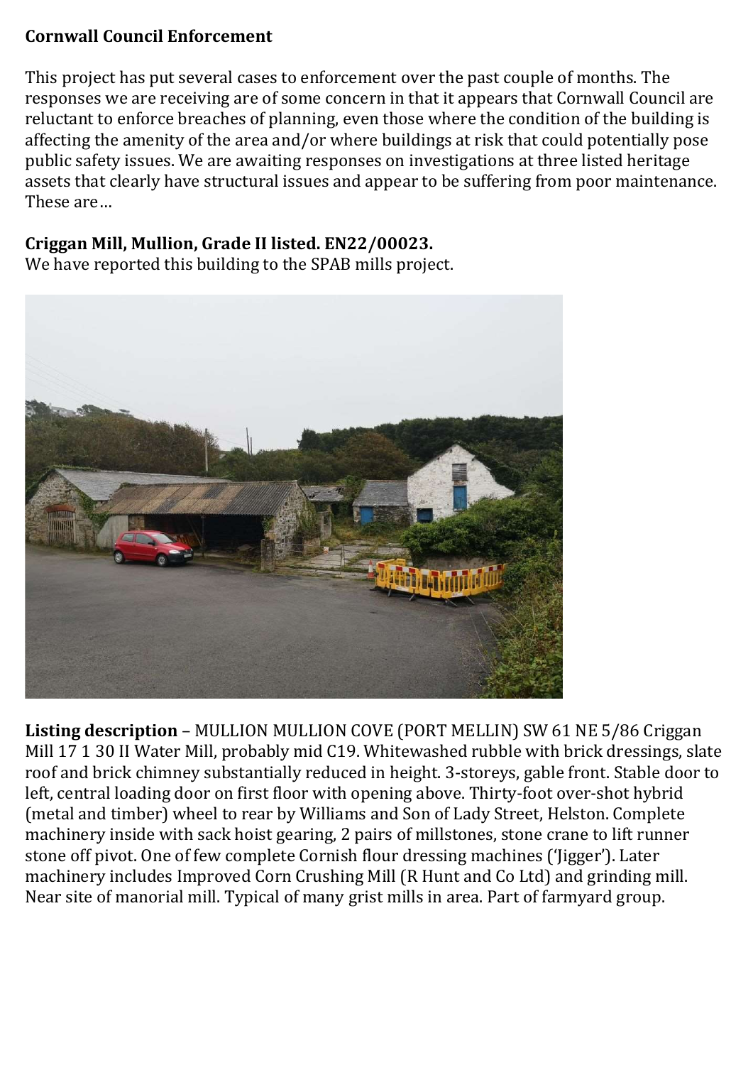**Cornwall Council Enforcement**

This project has put several cases to enforcement over the past couple of months. The responses we are receiving are of some concern in that it appears that Cornwall Council are reluctant to enforce breaches of planning, even those where the condition of the building is affecting the amenity of the area and/or where buildings at risk that could potentially pose public safety issues. We are awaiting responses on investigations at three listed heritage assets that clearly have structural issues and appear to be suffering from poor maintenance. These are…

**Criggan Mill, Mullion, Grade II listed. EN22/00023.**
We have reported this building to the SPAB mills project.

**Listing description** – MULLION MULLION COVE (PORT MELLIN) SW 61 NE 5/86 Criggan Mill 17 1 30 II Water Mill, probably mid C19. Whitewashed rubble with brick dressings, slate roof and brick chimney substantially reduced in height. 3-storeys, gable front. Stable door to left, central loading door on first floor with opening above. Thirty-foot over-shot hybrid (metal and timber) wheel to rear by Williams and Son of Lady Street, Helston. Complete machinery inside with sack hoist gearing, 2 pairs of millstones, stone crane to lift runner stone off pivot. One of few complete Cornish flour dressing machines ('Jigger'). Later machinery includes Improved Corn Crushing Mill (R Hunt and Co Ltd) and grinding mill. Near site of manorial mill. Typical of many grist mills in area. Part of farmyard group.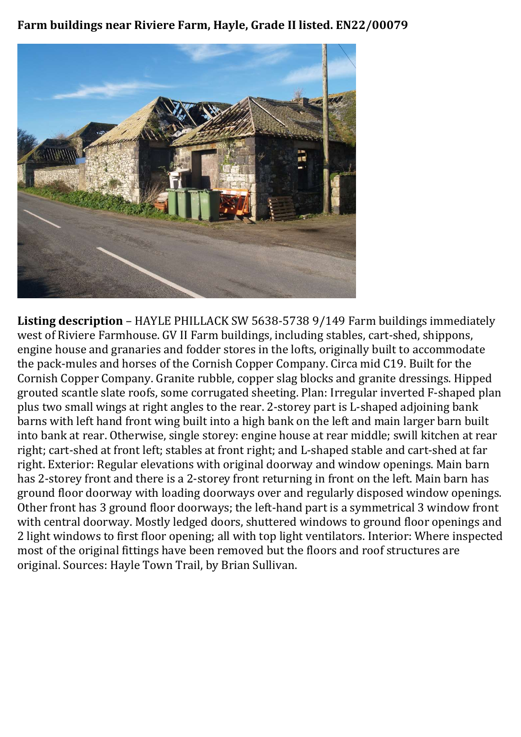**Farm buildings near Riviere Farm, Hayle, Grade II listed. EN22/00079**

**Listing description** – HAYLE PHILLACK SW 5638-5738 9/149 Farm buildings immediately west of Riviere Farmhouse. GV II Farm buildings, including stables, cart-shed, shippons, engine house and granaries and fodder stores in the lofts, originally built to accommodate the pack-mules and horses of the Cornish Copper Company. Circa mid C19. Built for the Cornish Copper Company. Granite rubble, copper slag blocks and granite dressings. Hipped grouted scantle slate roofs, some corrugated sheeting. Plan: Irregular inverted F-shaped plan plus two small wings at right angles to the rear. 2-storey part is L-shaped adjoining bank barns with left hand front wing built into a high bank on the left and main larger barn built into bank at rear. Otherwise, single storey: engine house at rear middle; swill kitchen at rear right; cart-shed at front left; stables at front right; and L-shaped stable and cart-shed at far right. Exterior: Regular elevations with original doorway and window openings. Main barn has 2-storey front and there is a 2-storey front returning in front on the left. Main barn has ground floor doorway with loading doorways over and regularly disposed window openings. Other front has 3 ground floor doorways; the left-hand part is a symmetrical 3 window front with central doorway. Mostly ledged doors, shuttered windows to ground floor openings and 2 light windows to first floor opening; all with top light ventilators. Interior: Where inspected most of the original fittings have been removed but the floors and roof structures are original. Sources: Hayle Town Trail, by Brian Sullivan.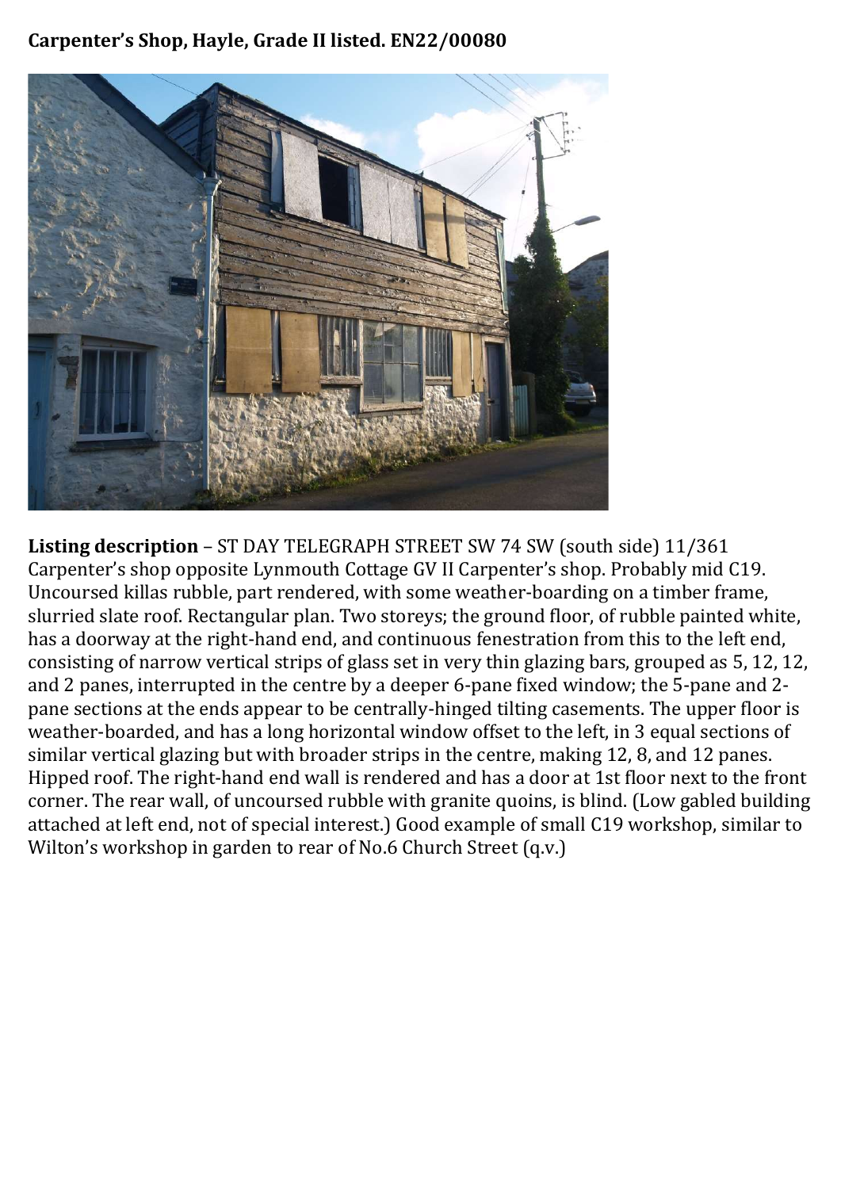**Carpenter's Shop, Hayle, Grade II listed. EN22/00080**

**Listing description** – ST DAY TELEGRAPH STREET SW 74 SW (south side) 11/361 Carpenter's shop opposite Lynmouth Cottage GV II Carpenter's shop. Probably mid C19. Uncoursed killas rubble, part rendered, with some weather-boarding on a timber frame, slurried slate roof. Rectangular plan. Two storeys; the ground floor, of rubble painted white, has a doorway at the right-hand end, and continuous fenestration from this to the left end, consisting of narrow vertical strips of glass set in very thin glazing bars, grouped as 5, 12, 12, and 2 panes, interrupted in the centre by a deeper 6-pane fixed window; the 5-pane and 2-pane sections at the ends appear to be centrally-hinged tilting casements. The upper floor is weather-boarded, and has a long horizontal window offset to the left, in 3 equal sections of similar vertical glazing but with broader strips in the centre, making 12, 8, and 12 panes. Hipped roof. The right-hand end wall is rendered and has a door at 1st floor next to the front corner. The rear wall, of uncoursed rubble with granite quoins, is blind. (Low gabled building attached at left end, not of special interest.) Good example of small C19 workshop, similar to Wilton's workshop in garden to rear of No.6 Church Street (q.v.)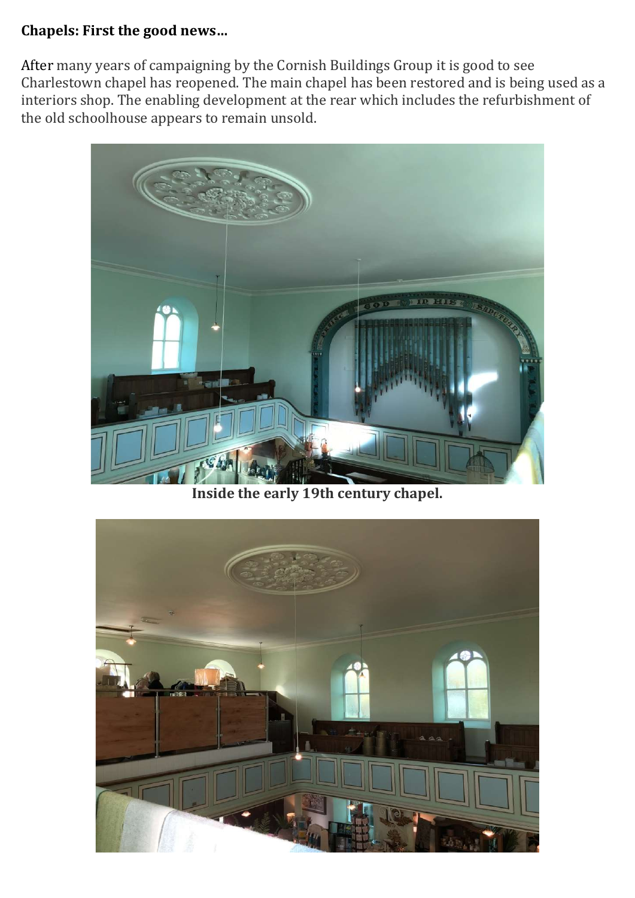**Chapels: First the good news…**

After many years of campaigning by the Cornish Buildings Group it is good to see Charlestown chapel has reopened. The main chapel has been restored and is being used as a interiors shop. The enabling development at the rear which includes the refurbishment of the old schoolhouse appears to remain unsold.

**Inside the early 19th century chapel.**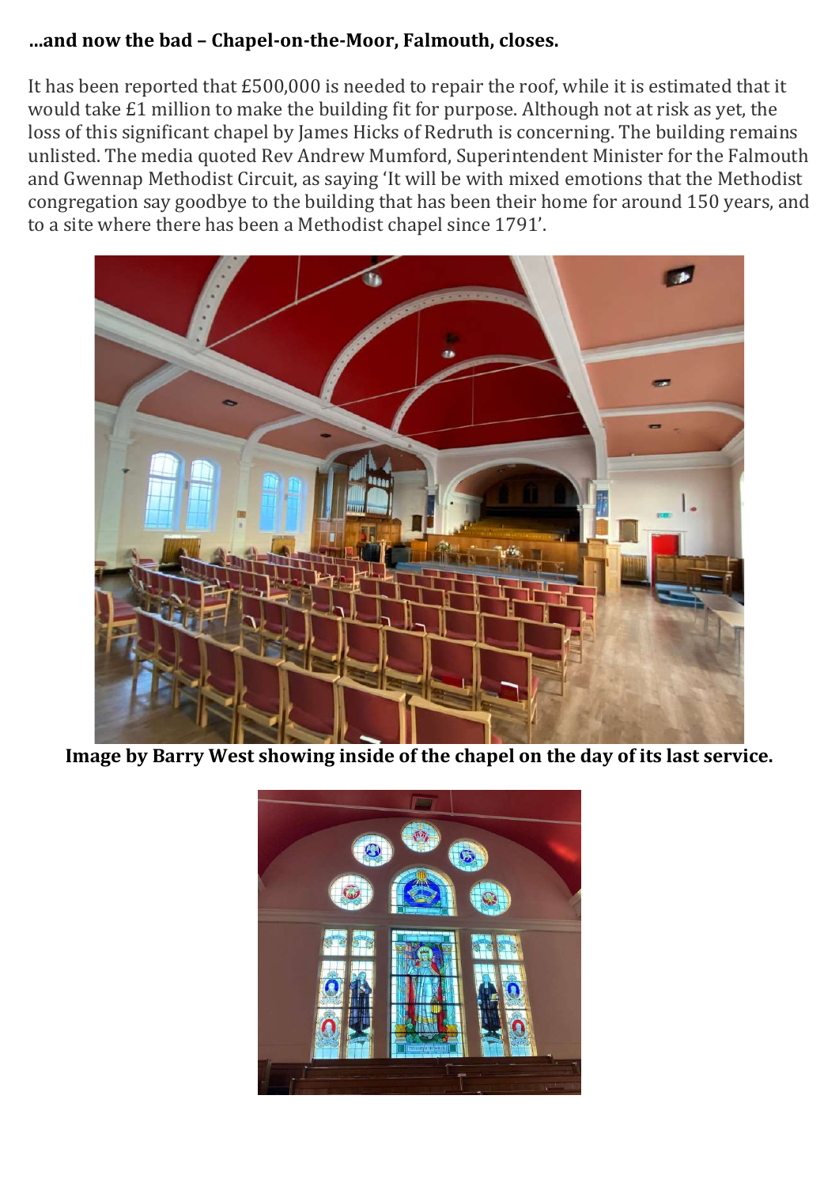**...and now the bad – Chapel-on-the-Moor, Falmouth, closes.**

It has been reported that £500,000 is needed to repair the roof, while it is estimated that it would take £1 million to make the building fit for purpose. Although not at risk as yet, the loss of this significant chapel by James Hicks of Redruth is concerning. The building remains unlisted. The media quoted Rev Andrew Mumford, Superintendent Minister for the Falmouth and Gwennap Methodist Circuit, as saying 'It will be with mixed emotions that the Methodist congregation say goodbye to the building that has been their home for around 150 years, and to a site where there has been a Methodist chapel since 1791'.

**Image by Barry West showing inside of the chapel on the day of its last service.**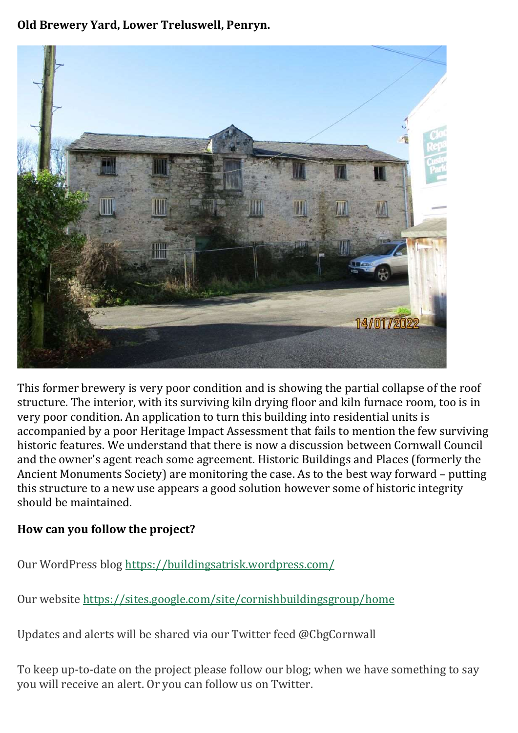**Old Brewery Yard, Lower Treluswell, Penryn.**

This former brewery is very poor condition and is showing the partial collapse of the roof structure. The interior, with its surviving kiln drying floor and kiln furnace room, too is in very poor condition. An application to turn this building into residential units is accompanied by a poor Heritage Impact Assessment that fails to mention the few surviving historic features. We understand that there is now a discussion between Cornwall Council and the owner's agent reach some agreement. Historic Buildings and Places (formerly the Ancient Monuments Society) are monitoring the case. As to the best way forward – putting this structure to a new use appears a good solution however some of historic integrity should be maintained.

**How can you follow the project?**

Our WordPress blog https://buildingsatrisk.wordpress.com/

Our website https://sites.google.com/site/cornishbuildingsgroup/home

Updates and alerts will be shared via our Twitter feed @CbgCornwall

To keep up-to-date on the project please follow our blog; when we have something to say you will receive an alert. Or you can follow us on Twitter.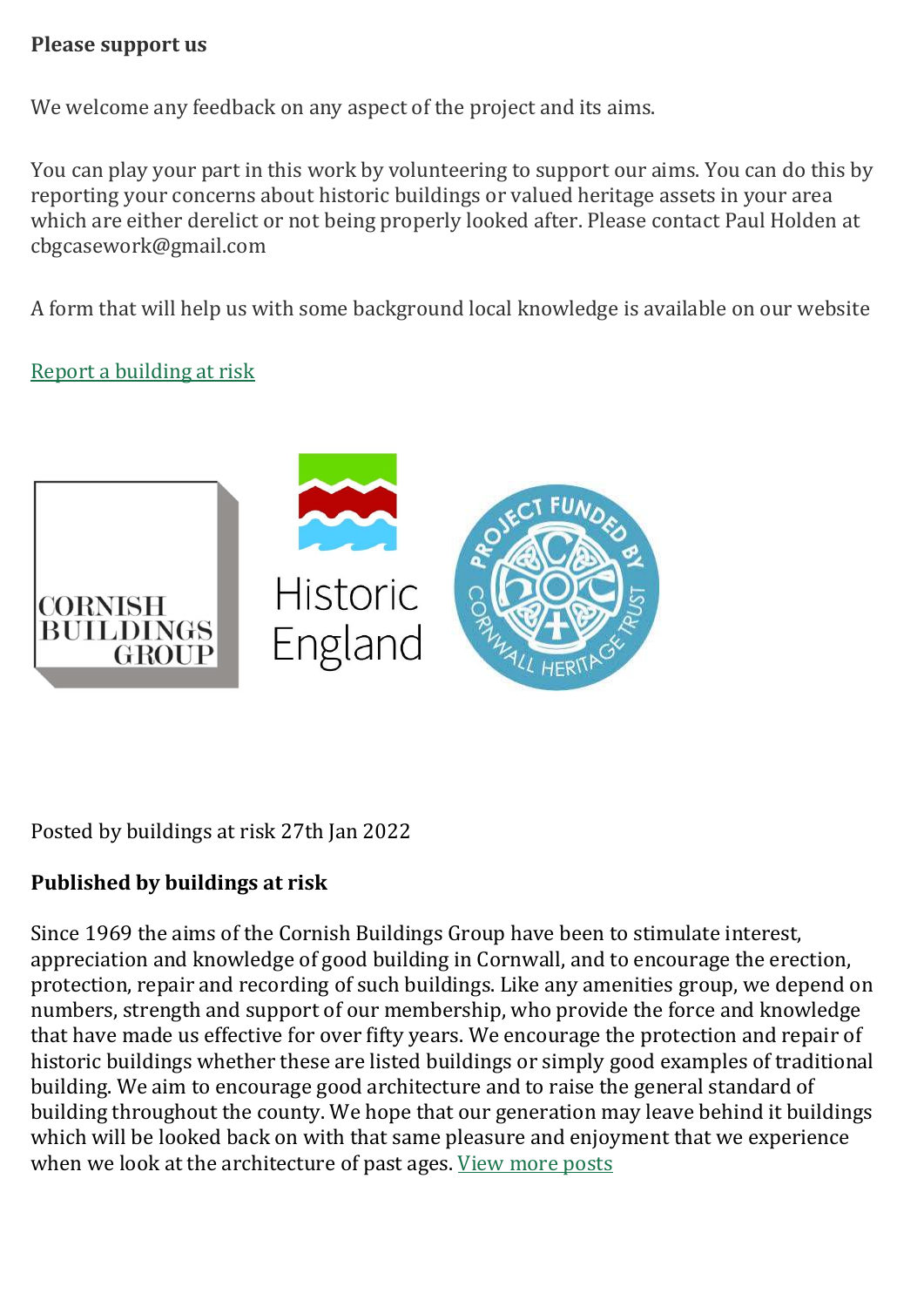**Please support us**

We welcome any feedback on any aspect of the project and its aims.

You can play your part in this work by volunteering to support our aims. You can do this by reporting your concerns about historic buildings or valued heritage assets in your area which are either derelict or not being properly looked after. Please contact Paul Holden at cbgcasework@gmail.com

A form that will help us with some background local knowledge is available on our website

Report a building at risk

Posted by buildings at risk 27th Jan 2022

**Published by buildings at risk**

Since 1969 the aims of the Cornish Buildings Group have been to stimulate interest, appreciation and knowledge of good building in Cornwall, and to encourage the erection, protection, repair and recording of such buildings. Like any amenities group, we depend on numbers, strength and support of our membership, who provide the force and knowledge that have made us effective for over fifty years. We encourage the protection and repair of historic buildings whether these are listed buildings or simply good examples of traditional building. We aim to encourage good architecture and to raise the general standard of building throughout the county. We hope that our generation may leave behind it buildings which will be looked back on with that same pleasure and enjoyment that we experience when we look at the architecture of past ages. View more posts